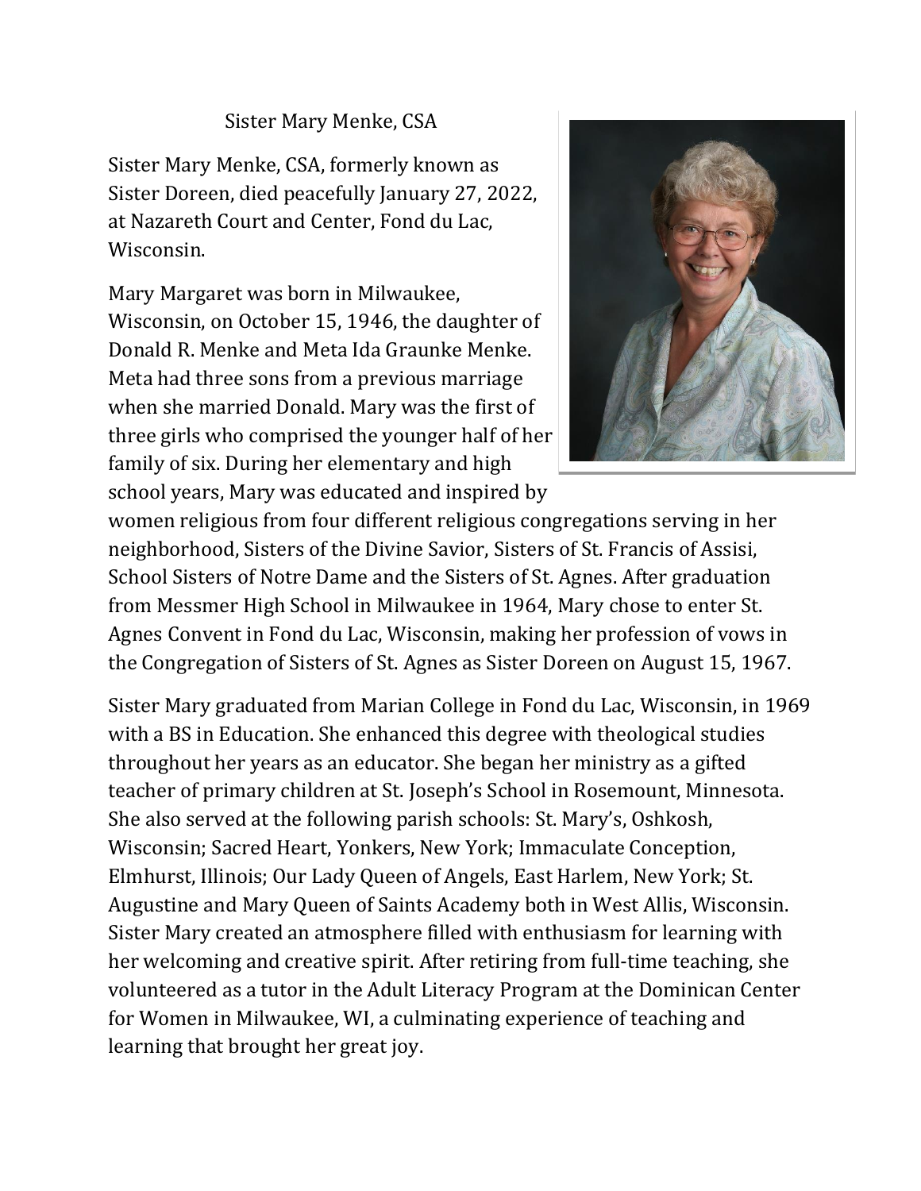# Sister Mary Menke, CSA

Sister Mary Menke, CSA, formerly known as Sister Doreen, died peacefully January 27, 2022, at Nazareth Court and Center, Fond du Lac, Wisconsin.

Mary Margaret was born in Milwaukee, Wisconsin, on October 15, 1946, the daughter of Donald R. Menke and Meta Ida Graunke Menke. Meta had three sons from a previous marriage when she married Donald. Mary was the first of three girls who comprised the younger half of her family of six. During her elementary and high school years, Mary was educated and inspired by women religious from four different religious congregations serving in her neighborhood, Sisters of the Divine Savior, Sisters of St. Francis of Assisi, School Sisters of Notre Dame and the Sisters of St. Agnes. After graduation from Messmer High School in Milwaukee in 1964, Mary chose to enter St. Agnes Convent in Fond du Lac, Wisconsin, making her profession of vows in the Congregation of Sisters of St. Agnes as Sister Doreen on August 15, 1967.

Sister Mary graduated from Marian College in Fond du Lac, Wisconsin, in 1969 with a BS in Education. She enhanced this degree with theological studies throughout her years as an educator. She began her ministry as a gifted teacher of primary children at St. Joseph's School in Rosemount, Minnesota. She also served at the following parish schools: St. Mary's, Oshkosh, Wisconsin; Sacred Heart, Yonkers, New York; Immaculate Conception, Elmhurst, Illinois; Our Lady Queen of Angels, East Harlem, New York; St. Augustine and Mary Queen of Saints Academy both in West Allis, Wisconsin. Sister Mary created an atmosphere filled with enthusiasm for learning with her welcoming and creative spirit. After retiring from full-time teaching, she volunteered as a tutor in the Adult Literacy Program at the Dominican Center for Women in Milwaukee, WI, a culminating experience of teaching and learning that brought her great joy.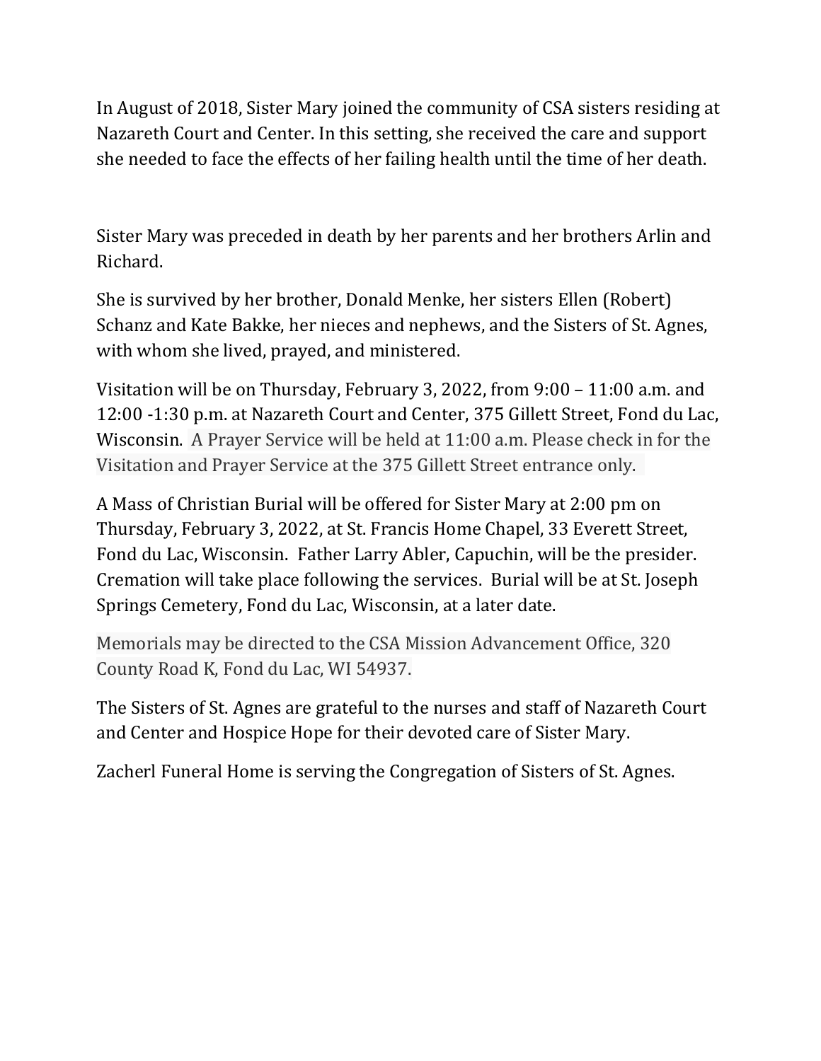In August of 2018, Sister Mary joined the community of CSA sisters residing at Nazareth Court and Center. In this setting, she received the care and support she needed to face the effects of her failing health until the time of her death.

Sister Mary was preceded in death by her parents and her brothers Arlin and Richard.

She is survived by her brother, Donald Menke, her sisters Ellen (Robert) Schanz and Kate Bakke, her nieces and nephews, and the Sisters of St. Agnes, with whom she lived, prayed, and ministered.

Visitation will be on Thursday, February 3, 2022, from 9:00 – 11:00 a.m. and 12:00 -1:30 p.m. at Nazareth Court and Center, 375 Gillett Street, Fond du Lac, Wisconsin. A Prayer Service will be held at 11:00 a.m. Please check in for the Visitation and Prayer Service at the 375 Gillett Street entrance only.

A Mass of Christian Burial will be offered for Sister Mary at 2:00 pm on Thursday, February 3, 2022, at St. Francis Home Chapel, 33 Everett Street, Fond du Lac, Wisconsin. Father Larry Abler, Capuchin, will be the presider. Cremation will take place following the services. Burial will be at St. Joseph Springs Cemetery, Fond du Lac, Wisconsin, at a later date.

Memorials may be directed to the CSA Mission Advancement Office, 320 County Road K, Fond du Lac, WI 54937.

The Sisters of St. Agnes are grateful to the nurses and staff of Nazareth Court and Center and Hospice Hope for their devoted care of Sister Mary.

Zacherl Funeral Home is serving the Congregation of Sisters of St. Agnes.